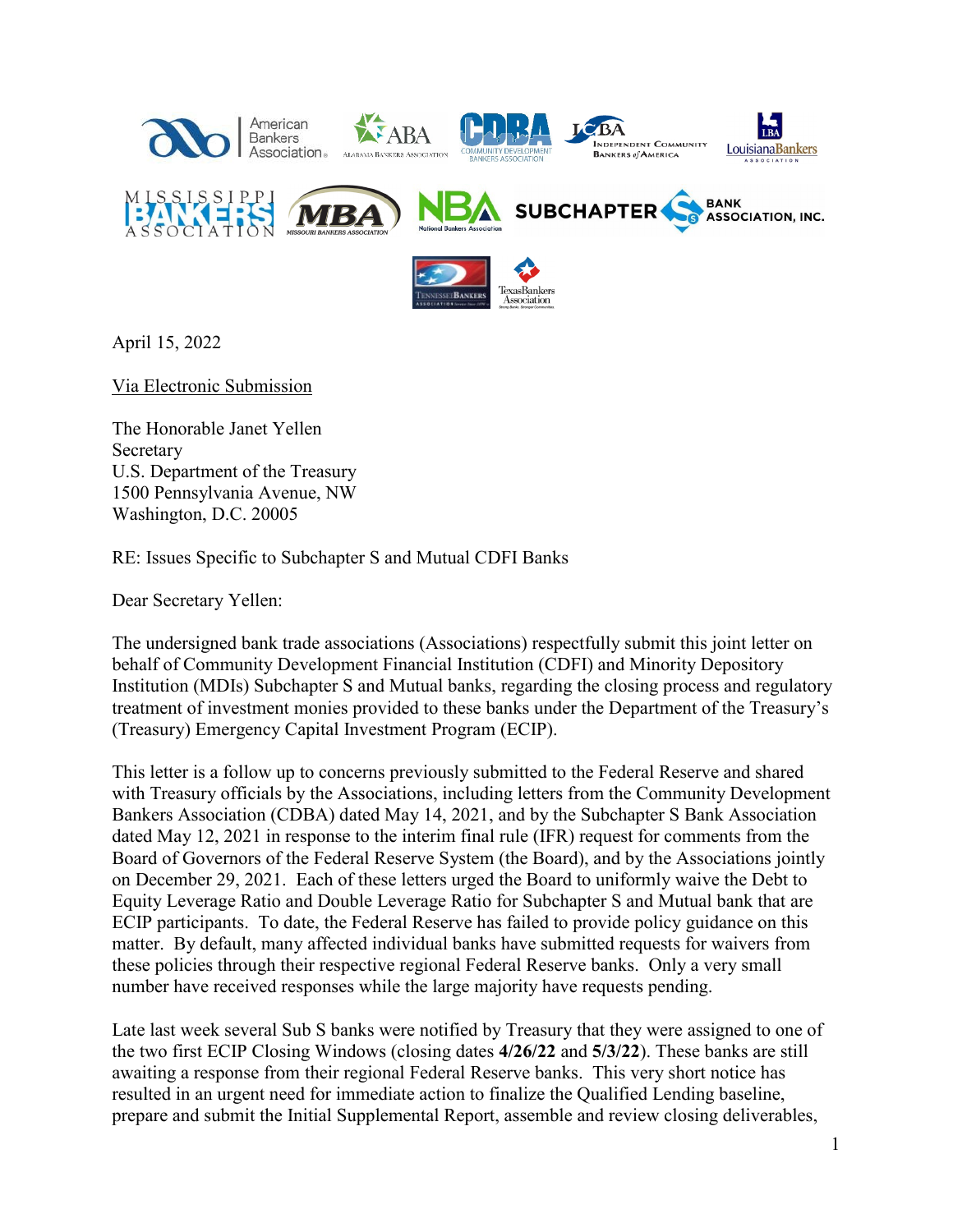April 15, 2022

Via Electronic Submission

The Honorable Janet Yellen
Secretary
U.S. Department of the Treasury
1500 Pennsylvania Avenue, NW
Washington, D.C. 20005

RE: Issues Specific to Subchapter S and Mutual CDFI Banks

Dear Secretary Yellen:

The undersigned bank trade associations (Associations) respectfully submit this joint letter on behalf of Community Development Financial Institution (CDFI) and Minority Depository Institution (MDIs) Subchapter S and Mutual banks, regarding the closing process and regulatory treatment of investment monies provided to these banks under the Department of the Treasury's (Treasury) Emergency Capital Investment Program (ECIP).

This letter is a follow up to concerns previously submitted to the Federal Reserve and shared with Treasury officials by the Associations, including letters from the Community Development Bankers Association (CDBA) dated May 14, 2021, and by the Subchapter S Bank Association dated May 12, 2021 in response to the interim final rule (IFR) request for comments from the Board of Governors of the Federal Reserve System (the Board), and by the Associations jointly on December 29, 2021. Each of these letters urged the Board to uniformly waive the Debt to Equity Leverage Ratio and Double Leverage Ratio for Subchapter S and Mutual bank that are ECIP participants. To date, the Federal Reserve has failed to provide policy guidance on this matter. By default, many affected individual banks have submitted requests for waivers from these policies through their respective regional Federal Reserve banks. Only a very small number have received responses while the large majority have requests pending.

Late last week several Sub S banks were notified by Treasury that they were assigned to one of the two first ECIP Closing Windows (closing dates **4/26/22** and **5/3/22**). These banks are still awaiting a response from their regional Federal Reserve banks. This very short notice has resulted in an urgent need for immediate action to finalize the Qualified Lending baseline, prepare and submit the Initial Supplemental Report, assemble and review closing deliverables,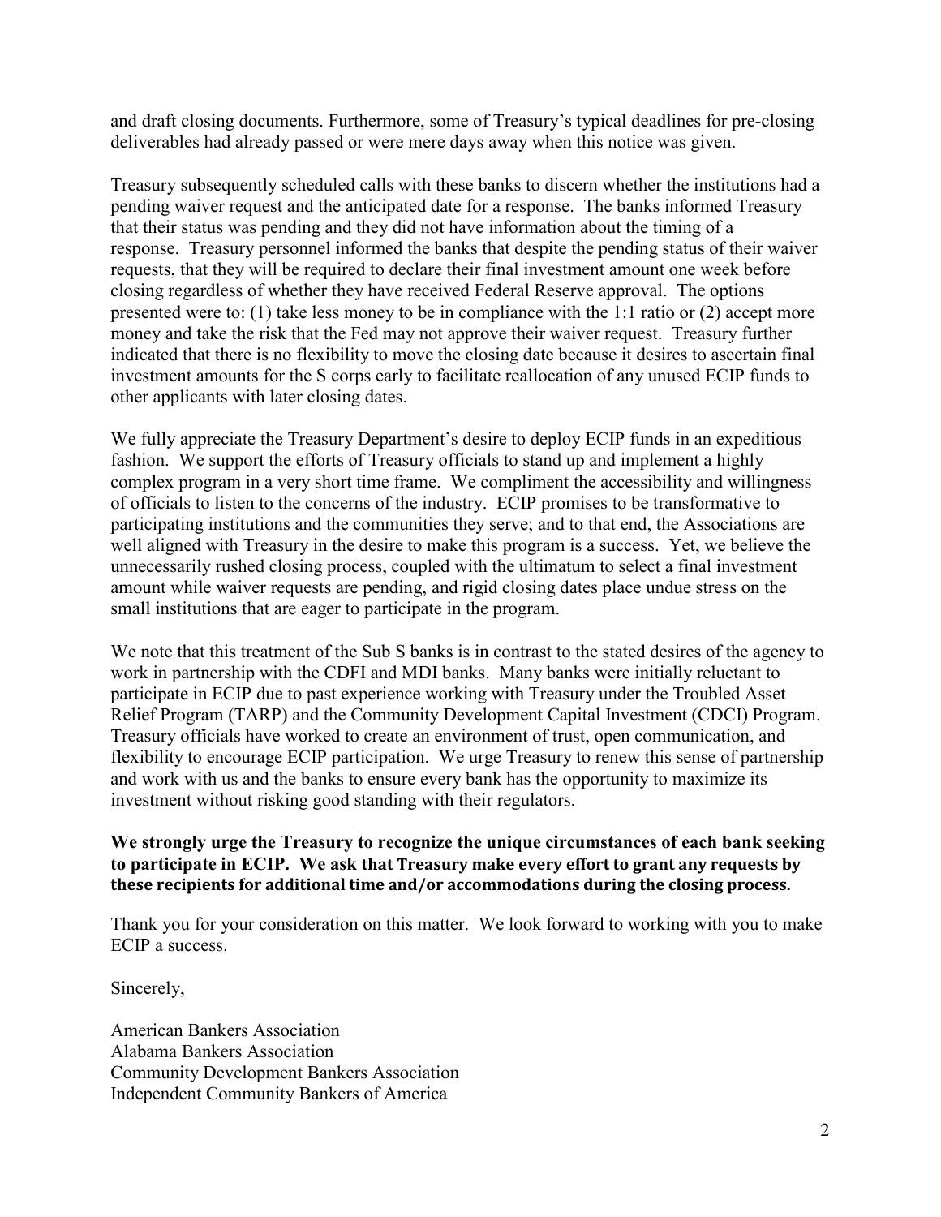and draft closing documents. Furthermore, some of Treasury's typical deadlines for pre-closing deliverables had already passed or were mere days away when this notice was given.

Treasury subsequently scheduled calls with these banks to discern whether the institutions had a pending waiver request and the anticipated date for a response. The banks informed Treasury that their status was pending and they did not have information about the timing of a response. Treasury personnel informed the banks that despite the pending status of their waiver requests, that they will be required to declare their final investment amount one week before closing regardless of whether they have received Federal Reserve approval. The options presented were to: (1) take less money to be in compliance with the 1:1 ratio or (2) accept more money and take the risk that the Fed may not approve their waiver request. Treasury further indicated that there is no flexibility to move the closing date because it desires to ascertain final investment amounts for the S corps early to facilitate reallocation of any unused ECIP funds to other applicants with later closing dates.

We fully appreciate the Treasury Department's desire to deploy ECIP funds in an expeditious fashion. We support the efforts of Treasury officials to stand up and implement a highly complex program in a very short time frame. We compliment the accessibility and willingness of officials to listen to the concerns of the industry. ECIP promises to be transformative to participating institutions and the communities they serve; and to that end, the Associations are well aligned with Treasury in the desire to make this program is a success. Yet, we believe the unnecessarily rushed closing process, coupled with the ultimatum to select a final investment amount while waiver requests are pending, and rigid closing dates place undue stress on the small institutions that are eager to participate in the program.

We note that this treatment of the Sub S banks is in contrast to the stated desires of the agency to work in partnership with the CDFI and MDI banks. Many banks were initially reluctant to participate in ECIP due to past experience working with Treasury under the Troubled Asset Relief Program (TARP) and the Community Development Capital Investment (CDCI) Program. Treasury officials have worked to create an environment of trust, open communication, and flexibility to encourage ECIP participation. We urge Treasury to renew this sense of partnership and work with us and the banks to ensure every bank has the opportunity to maximize its investment without risking good standing with their regulators.

**We strongly urge the Treasury to recognize the unique circumstances of each bank seeking to participate in ECIP. We ask that Treasury make every effort to grant any requests by these recipients for additional time and/or accommodations during the closing process.**

Thank you for your consideration on this matter. We look forward to working with you to make ECIP a success.

Sincerely,

American Bankers Association
Alabama Bankers Association
Community Development Bankers Association
Independent Community Bankers of America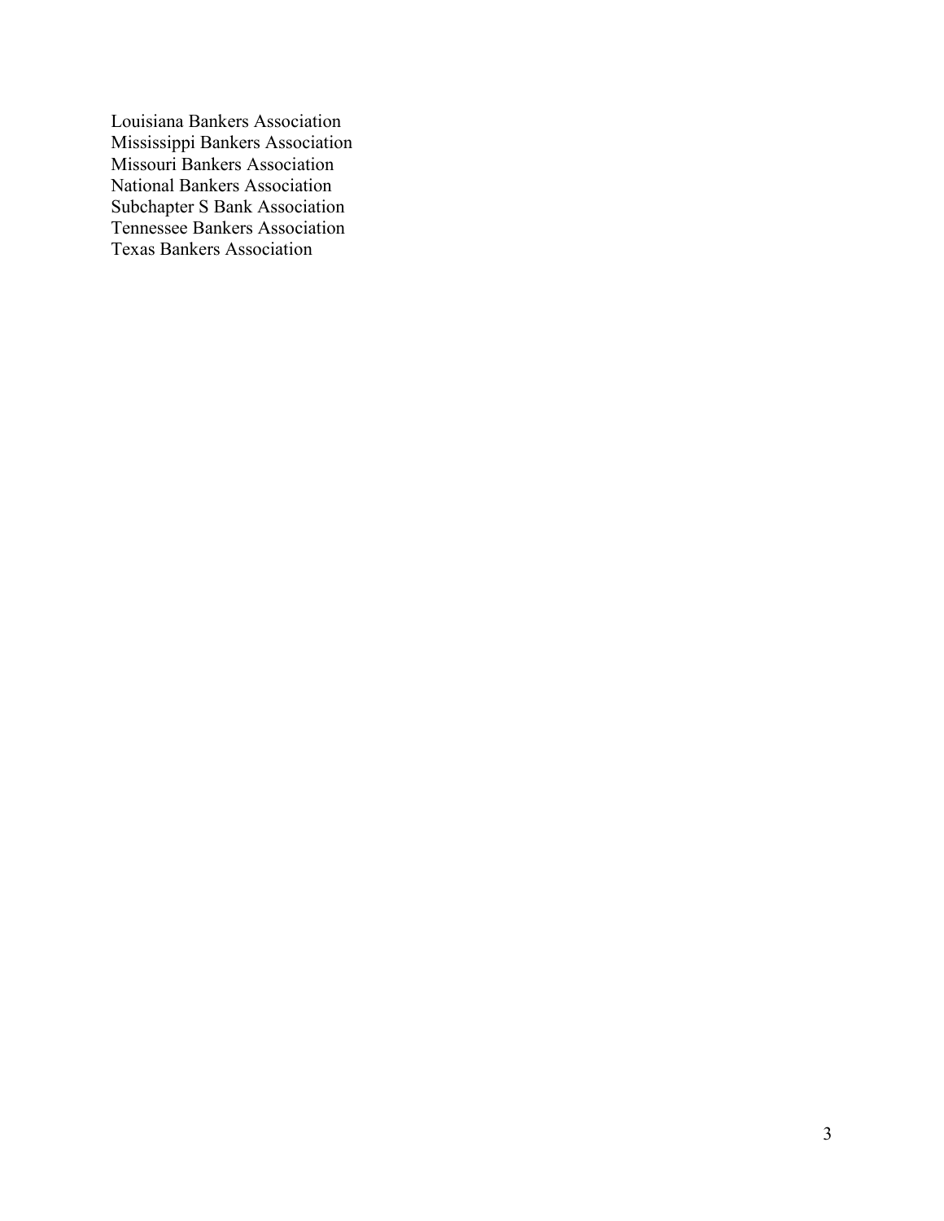Louisiana Bankers Association
Mississippi Bankers Association
Missouri Bankers Association
National Bankers Association
Subchapter S Bank Association
Tennessee Bankers Association
Texas Bankers Association